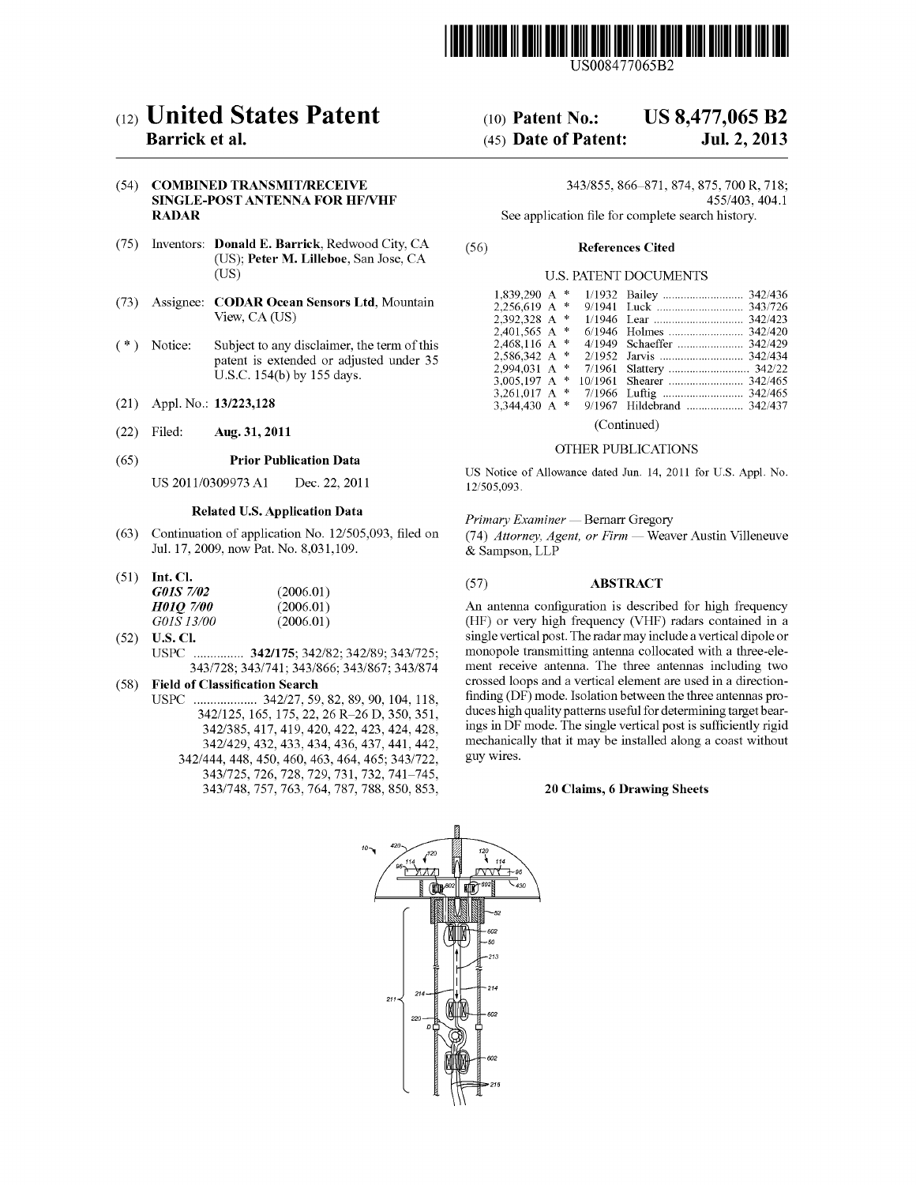US008477065B2

# (12) United States Patent
**Barrick et al.**

(10) **Patent No.: US 8,477,065 B2**

(45) **Date of Patent: Jul. 2, 2013**

(54) **COMBINED TRANSMIT/RECEIVE SINGLE-POST ANTENNA FOR HF/VHF RADAR**

(75) Inventors: **Donald E. Barrick**, Redwood City, CA (US); **Peter M. Lilleboe**, San Jose, CA (US)

(73) Assignee: **CODAR Ocean Sensors Ltd**, Mountain View, CA (US)

( * ) Notice: Subject to any disclaimer, the term of this patent is extended or adjusted under 35 U.S.C. 154(b) by 155 days.

(21) Appl. No.: **13/223,128**

(22) Filed: **Aug. 31, 2011**

(65) **Prior Publication Data**

US 2011/0309973 A1 Dec. 22, 2011

**Related U.S. Application Data**

(63) Continuation of application No. 12/505,093, filed on Jul. 17, 2009, now Pat. No. 8,031,109.

(51) **Int. Cl.**

| | |
|---|---|
| ***G01S 7/02*** | (2006.01) |
| ***H01Q 7/00*** | (2006.01) |
| *G01S 13/00* | (2006.01) |

(52) **U.S. Cl.**

USPC ............... **342/175**; 342/82; 342/89; 343/725; 343/728; 343/741; 343/866; 343/867; 343/874

(58) **Field of Classification Search**

USPC .................. 342/27, 59, 82, 89, 90, 104, 118, 342/125, 165, 175, 22, 26 R–26 D, 350, 351, 342/385, 417, 419, 420, 422, 423, 424, 428, 342/429, 432, 433, 434, 436, 437, 441, 442, 342/444, 448, 450, 460, 463, 464, 465; 343/722, 343/725, 726, 728, 729, 731, 732, 741–745, 343/748, 757, 763, 764, 787, 788, 850, 853, 343/855, 866–871, 874, 875, 700 R, 718; 455/403, 404.1

See application file for complete search history.

(56) **References Cited**

U.S. PATENT DOCUMENTS

| | | | |
|---|---|---|---|
| 1,839,290 A * | 1/1932 | Bailey | 342/436 |
| 2,256,619 A * | 9/1941 | Luck | 343/726 |
| 2,392,328 A * | 1/1946 | Lear | 342/423 |
| 2,401,565 A * | 6/1946 | Holmes | 342/420 |
| 2,468,116 A * | 4/1949 | Schaeffer | 342/429 |
| 2,586,342 A * | 2/1952 | Jarvis | 342/434 |
| 2,994,031 A * | 7/1961 | Slattery | 342/22 |
| 3,005,197 A * | 10/1961 | Shearer | 342/465 |
| 3,261,017 A * | 7/1966 | Luftig | 342/465 |
| 3,344,430 A * | 9/1967 | Hildebrand | 342/437 |

(Continued)

OTHER PUBLICATIONS

US Notice of Allowance dated Jun. 14, 2011 for U.S. Appl. No. 12/505,093.

*Primary Examiner* — Bernarr Gregory

(74) *Attorney, Agent, or Firm* — Weaver Austin Villeneuve & Sampson, LLP

(57) **ABSTRACT**

An antenna configuration is described for high frequency (HF) or very high frequency (VHF) radars contained in a single vertical post. The radar may include a vertical dipole or monopole transmitting antenna collocated with a three-element receive antenna. The three antennas including two crossed loops and a vertical element are used in a direction-finding (DF) mode. Isolation between the three antennas produces high quality patterns useful for determining target bearings in DF mode. The single vertical post is sufficiently rigid mechanically that it may be installed along a coast without guy wires.

**20 Claims, 6 Drawing Sheets**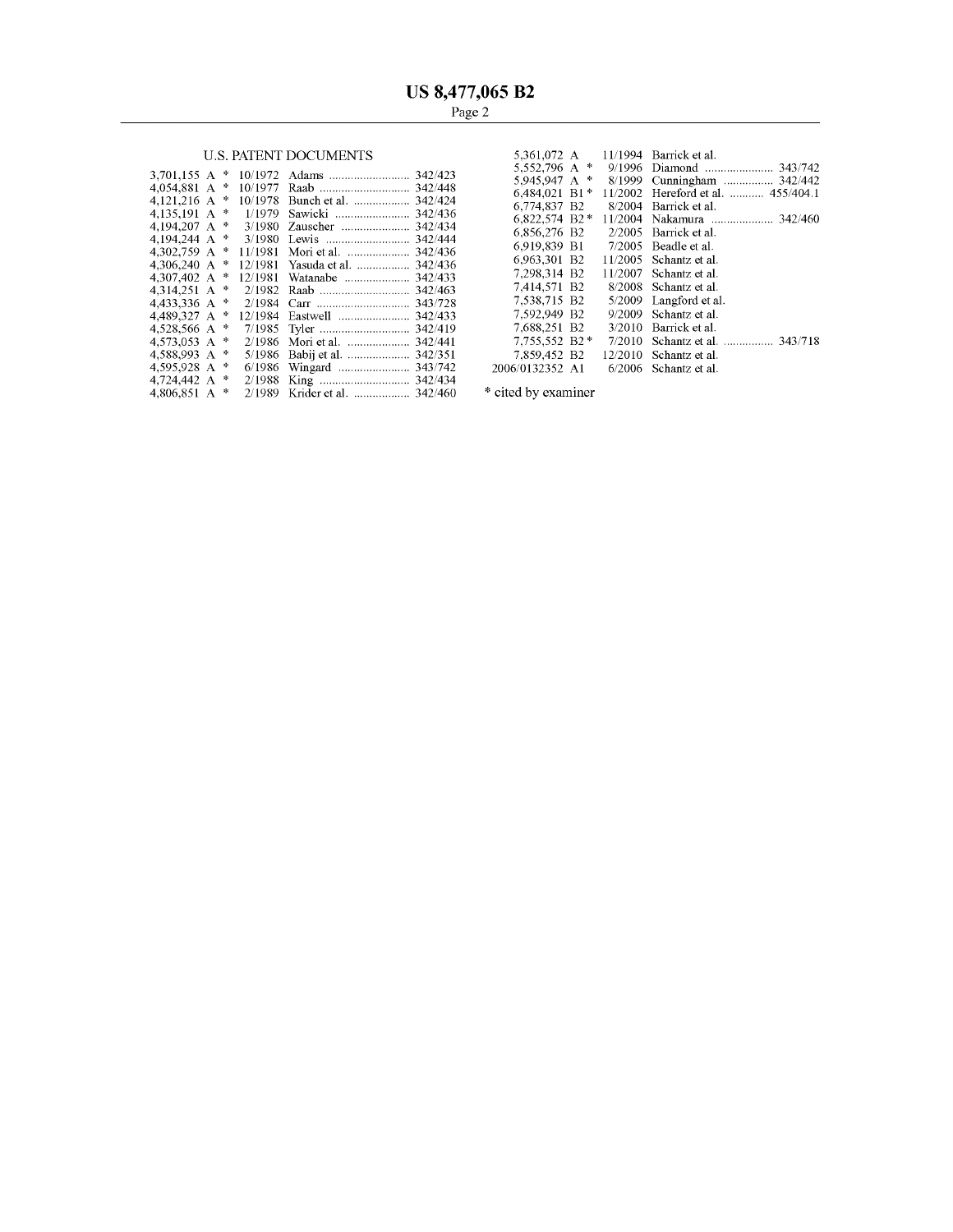## U.S. PATENT DOCUMENTS

| | | | | |
|---|---|---|---|---|
| 3,701,155 | A * | 10/1972 | Adams | 342/423 |
| 4,054,881 | A * | 10/1977 | Raab | 342/448 |
| 4,121,216 | A * | 10/1978 | Bunch et al. | 342/424 |
| 4,135,191 | A * | 1/1979 | Sawicki | 342/436 |
| 4,194,207 | A * | 3/1980 | Zauscher | 342/434 |
| 4,194,244 | A * | 3/1980 | Lewis | 342/444 |
| 4,302,759 | A * | 11/1981 | Mori et al. | 342/436 |
| 4,306,240 | A * | 12/1981 | Yasuda et al. | 342/436 |
| 4,307,402 | A * | 12/1981 | Watanabe | 342/433 |
| 4,314,251 | A * | 2/1982 | Raab | 342/463 |
| 4,433,336 | A * | 2/1984 | Carr | 343/728 |
| 4,489,327 | A * | 12/1984 | Eastwell | 342/433 |
| 4,528,566 | A * | 7/1985 | Tyler | 342/419 |
| 4,573,053 | A * | 2/1986 | Mori et al. | 342/441 |
| 4,588,993 | A * | 5/1986 | Babij et al. | 342/351 |
| 4,595,928 | A * | 6/1986 | Wingard | 343/742 |
| 4,724,442 | A * | 2/1988 | King | 342/434 |
| 4,806,851 | A * | 2/1989 | Krider et al. | 342/460 |
| 5,361,072 | A | 11/1994 | Barrick et al. | |
| 5,552,796 | A * | 9/1996 | Diamond | 343/742 |
| 5,945,947 | A * | 8/1999 | Cunningham | 342/442 |
| 6,484,021 | B1 * | 11/2002 | Hereford et al. | 455/404.1 |
| 6,774,837 | B2 | 8/2004 | Barrick et al. | |
| 6,822,574 | B2 * | 11/2004 | Nakamura | 342/460 |
| 6,856,276 | B2 | 2/2005 | Barrick et al. | |
| 6,919,839 | B1 | 7/2005 | Beadle et al. | |
| 6,963,301 | B2 | 11/2005 | Schantz et al. | |
| 7,298,314 | B2 | 11/2007 | Schantz et al. | |
| 7,414,571 | B2 | 8/2008 | Schantz et al. | |
| 7,538,715 | B2 | 5/2009 | Langford et al. | |
| 7,592,949 | B2 | 9/2009 | Schantz et al. | |
| 7,688,251 | B2 | 3/2010 | Barrick et al. | |
| 7,755,552 | B2 * | 7/2010 | Schantz et al. | 343/718 |
| 7,859,452 | B2 | 12/2010 | Schantz et al. | |
| 2006/0132352 | A1 | 6/2006 | Schantz et al. | |

* cited by examiner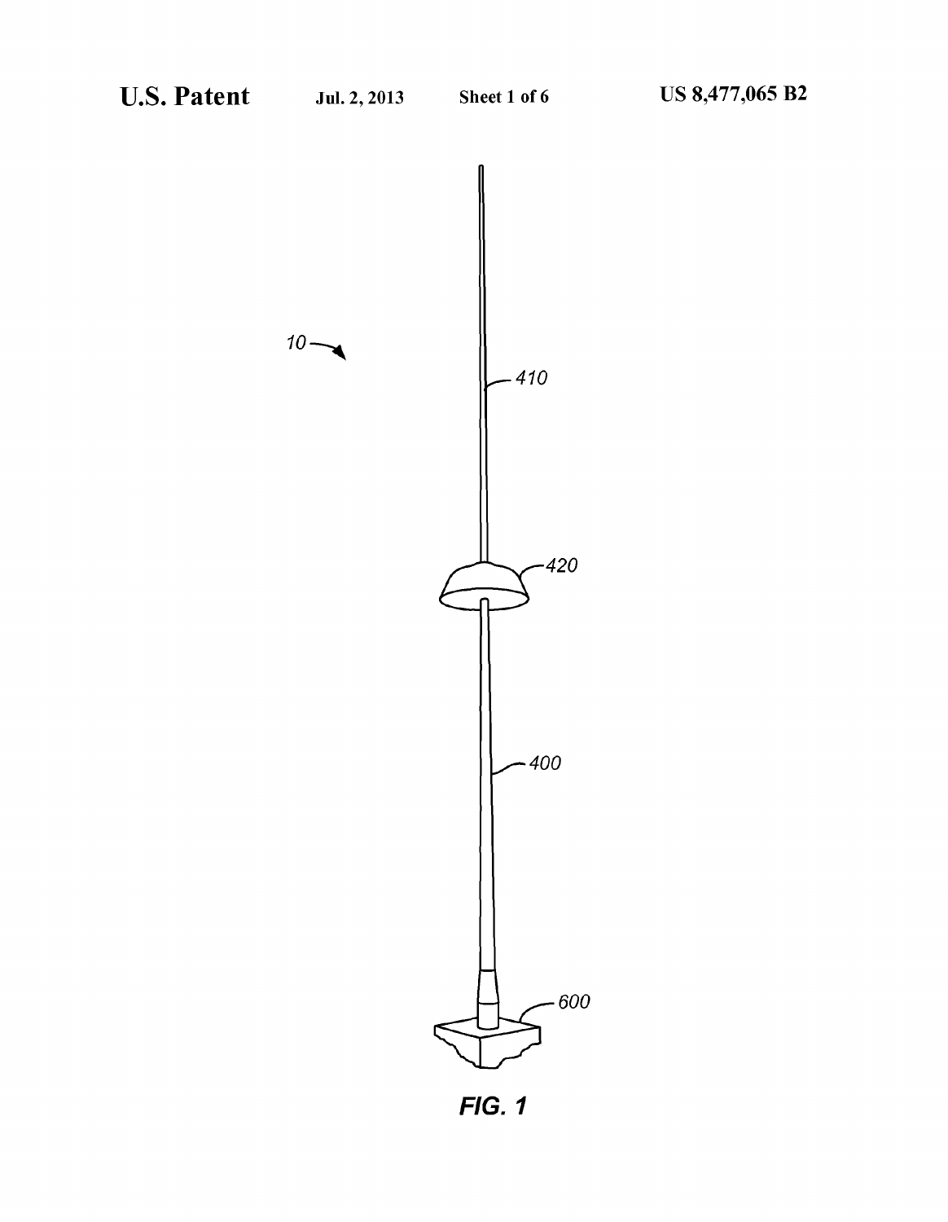FIG. 1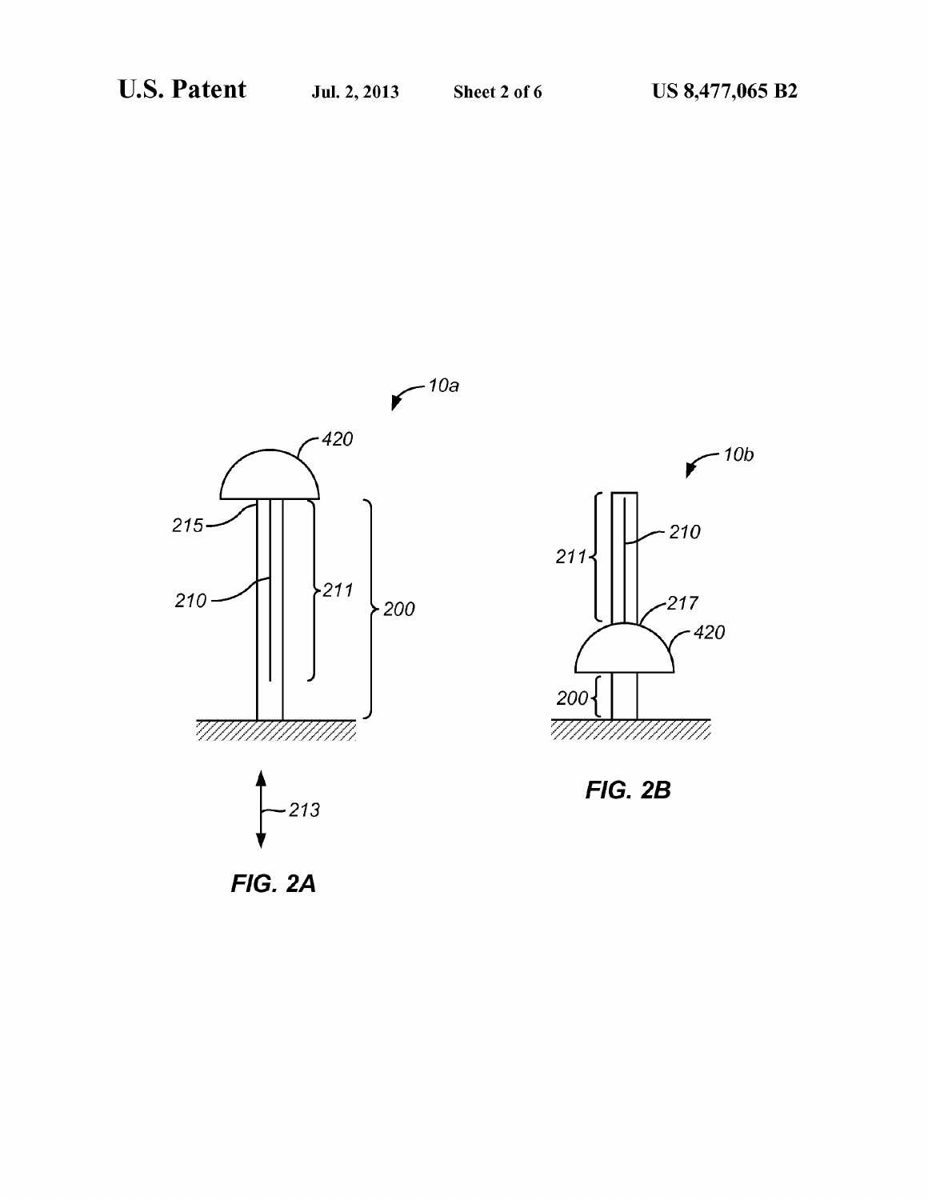FIG. 2A

FIG. 2B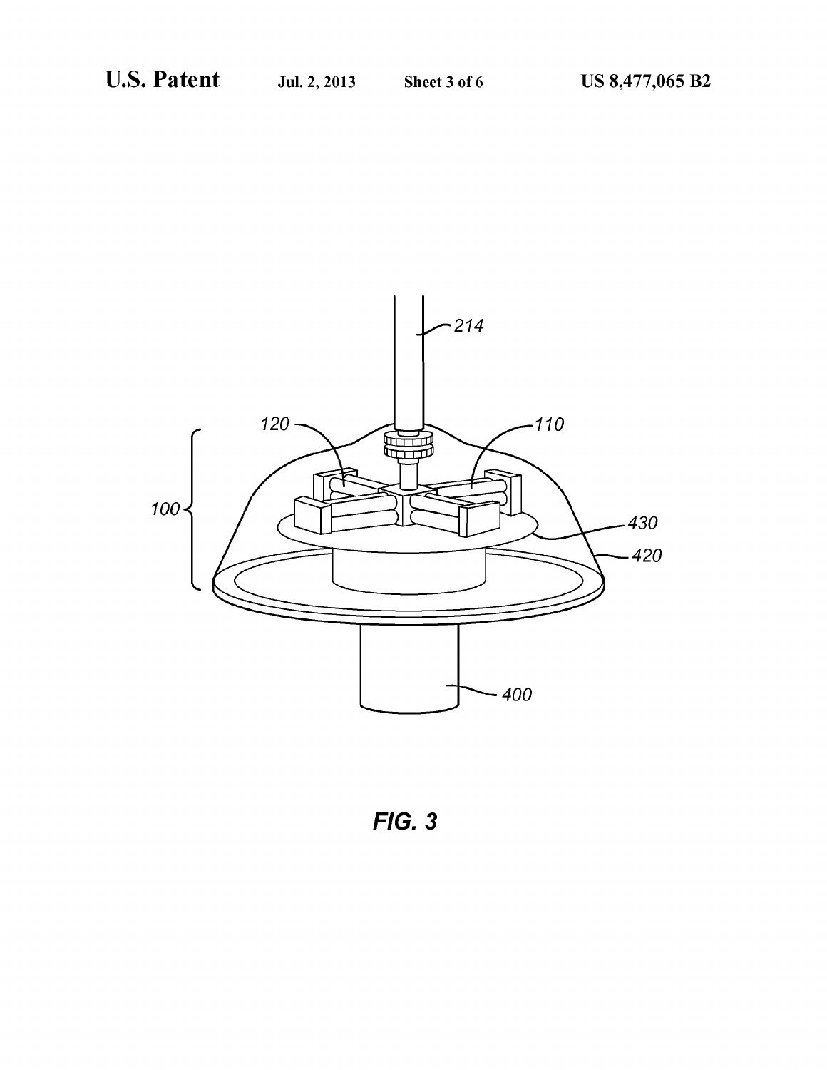FIG. 3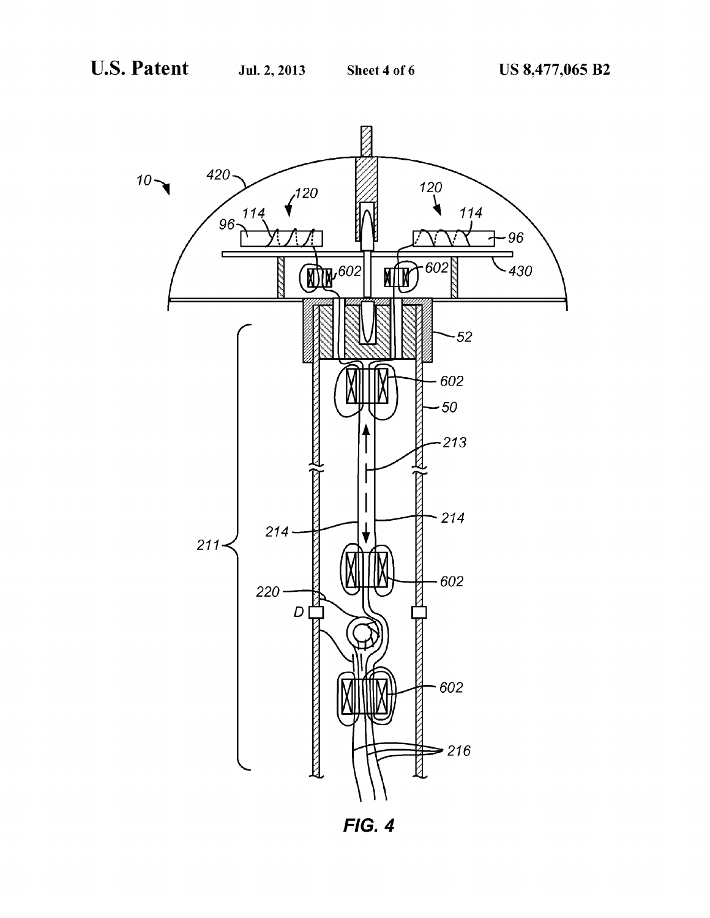FIG. 4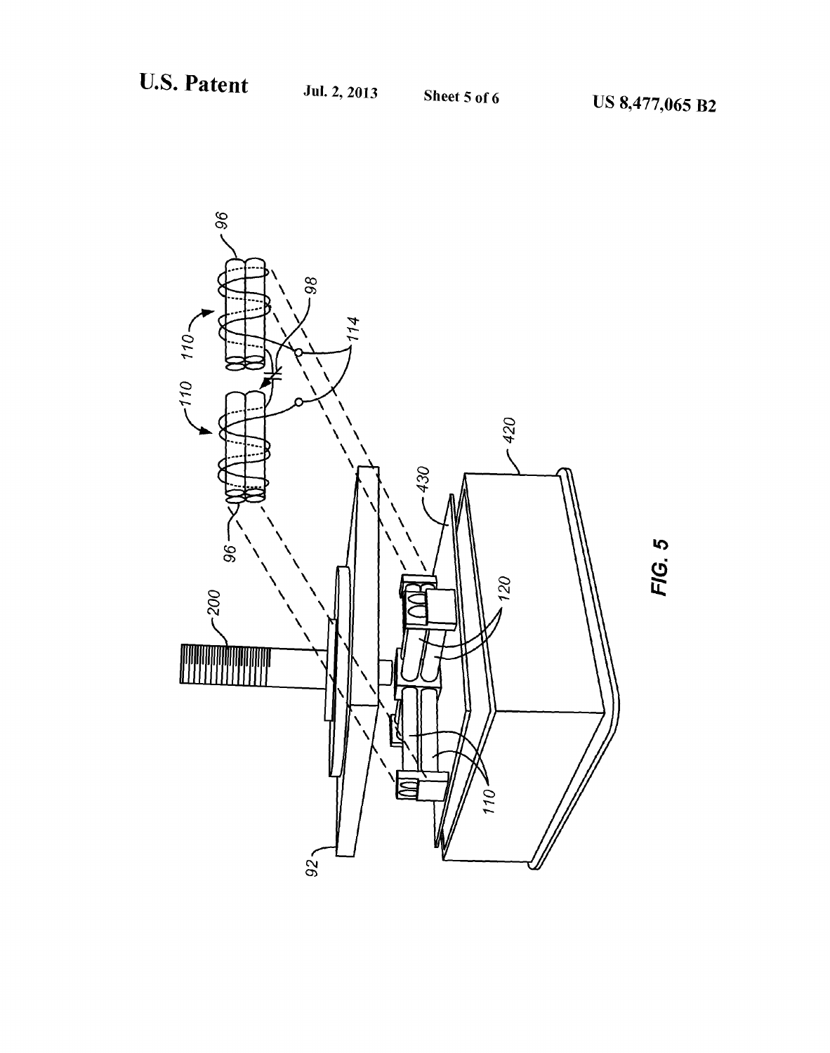FIG. 5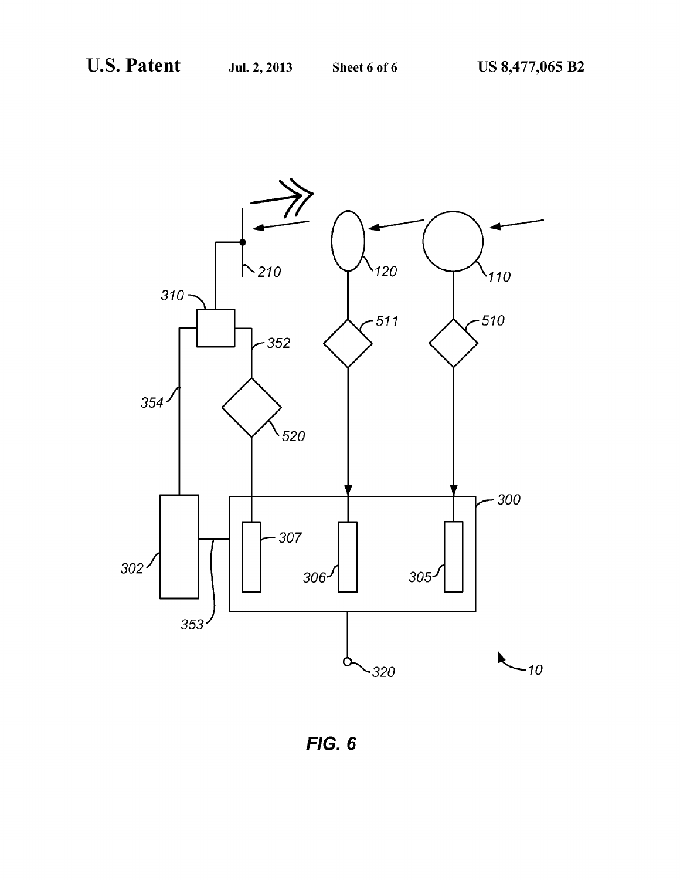FIG. 6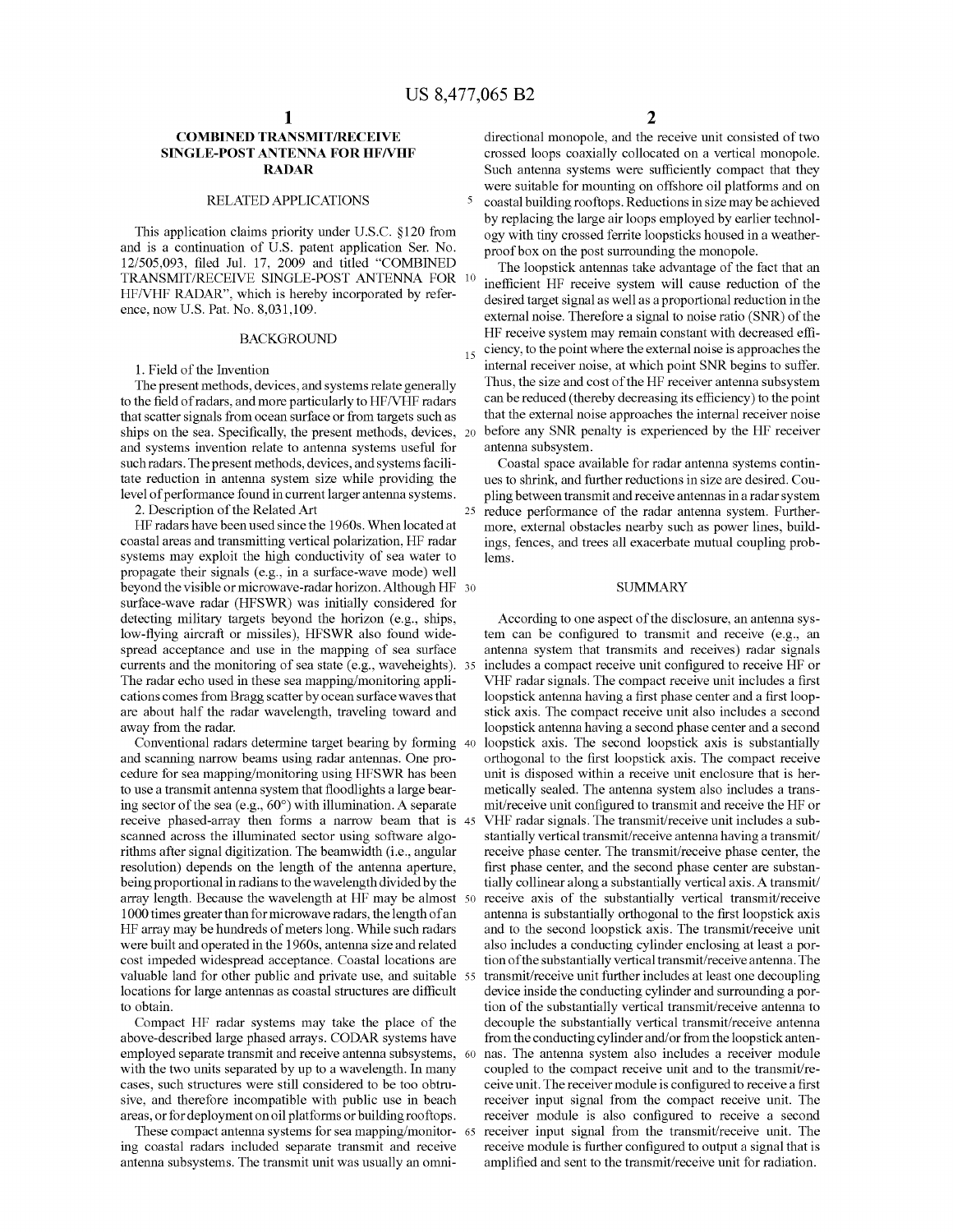# COMBINED TRANSMIT/RECEIVE SINGLE-POST ANTENNA FOR HF/VHF RADAR

## RELATED APPLICATIONS

This application claims priority under U.S.C. §120 from and is a continuation of U.S. patent application Ser. No. 12/505,093, filed Jul. 17, 2009 and titled "COMBINED TRANSMIT/RECEIVE SINGLE-POST ANTENNA FOR HF/VHF RADAR", which is hereby incorporated by reference, now U.S. Pat. No. 8,031,109.

## BACKGROUND

1. Field of the Invention

The present methods, devices, and systems relate generally to the field of radars, and more particularly to HF/VHF radars that scatter signals from ocean surface or from targets such as ships on the sea. Specifically, the present methods, devices, and systems invention relate to antenna systems useful for such radars. The present methods, devices, and systems facilitate reduction in antenna system size while providing the level of performance found in current larger antenna systems.

2. Description of the Related Art

HF radars have been used since the 1960s. When located at coastal areas and transmitting vertical polarization, HF radar systems may exploit the high conductivity of sea water to propagate their signals (e.g., in a surface-wave mode) well beyond the visible or microwave-radar horizon. Although HF surface-wave radar (HFSWR) was initially considered for detecting military targets beyond the horizon (e.g., ships, low-flying aircraft or missiles), HFSWR also found widespread acceptance and use in the mapping of sea surface currents and the monitoring of sea state (e.g., waveheights). The radar echo used in these sea mapping/monitoring applications comes from Bragg scatter by ocean surface waves that are about half the radar wavelength, traveling toward and away from the radar.

Conventional radars determine target bearing by forming and scanning narrow beams using radar antennas. One procedure for sea mapping/monitoring using HFSWR has been to use a transmit antenna system that floodlights a large bearing sector of the sea (e.g., 60°) with illumination. A separate receive phased-array then forms a narrow beam that is scanned across the illuminated sector using software algorithms after signal digitization. The beamwidth (i.e., angular resolution) depends on the length of the antenna aperture, being proportional in radians to the wavelength divided by the array length. Because the wavelength at HF may be almost 1000 times greater than for microwave radars, the length of an HF array may be hundreds of meters long. While such radars were built and operated in the 1960s, antenna size and related cost impeded widespread acceptance. Coastal locations are valuable land for other public and private use, and suitable locations for large antennas as coastal structures are difficult to obtain.

Compact HF radar systems may take the place of the above-described large phased arrays. CODAR systems have employed separate transmit and receive antenna subsystems, with the two units separated by up to a wavelength. In many cases, such structures were still considered to be too obtrusive, and therefore incompatible with public use in beach areas, or for deployment on oil platforms or building rooftops.

These compact antenna systems for sea mapping/monitoring coastal radars included separate transmit and receive antenna subsystems. The transmit unit was usually an omnidirectional monopole, and the receive unit consisted of two crossed loops coaxially collocated on a vertical monopole. Such antenna systems were sufficiently compact that they were suitable for mounting on offshore oil platforms and on coastal building rooftops. Reductions in size may be achieved by replacing the large air loops employed by earlier technology with tiny crossed ferrite loopsticks housed in a weatherproof box on the post surrounding the monopole.

The loopstick antennas take advantage of the fact that an inefficient HF receive system will cause reduction of the desired target signal as well as a proportional reduction in the external noise. Therefore a signal to noise ratio (SNR) of the HF receive system may remain constant with decreased efficiency, to the point where the external noise is approaches the internal receiver noise, at which point SNR begins to suffer. Thus, the size and cost of the HF receiver antenna subsystem can be reduced (thereby decreasing its efficiency) to the point that the external noise approaches the internal receiver noise before any SNR penalty is experienced by the HF receiver antenna subsystem.

Coastal space available for radar antenna systems continues to shrink, and further reductions in size are desired. Coupling between transmit and receive antennas in a radar system reduce performance of the radar antenna system. Furthermore, external obstacles nearby such as power lines, buildings, fences, and trees all exacerbate mutual coupling problems.

## SUMMARY

According to one aspect of the disclosure, an antenna system can be configured to transmit and receive (e.g., an antenna system that transmits and receives) radar signals includes a compact receive unit configured to receive HF or VHF radar signals. The compact receive unit includes a first loopstick antenna having a first phase center and a first loopstick axis. The compact receive unit also includes a second loopstick antenna having a second phase center and a second loopstick axis. The second loopstick axis is substantially orthogonal to the first loopstick axis. The compact receive unit is disposed within a receive unit enclosure that is hermetically sealed. The antenna system also includes a transmit/receive unit configured to transmit and receive the HF or VHF radar signals. The transmit/receive unit includes a substantially vertical transmit/receive antenna having a transmit/receive phase center. The transmit/receive phase center, the first phase center, and the second phase center are substantially collinear along a substantially vertical axis. A transmit/receive axis of the substantially vertical transmit/receive antenna is substantially orthogonal to the first loopstick axis and to the second loopstick axis. The transmit/receive unit also includes a conducting cylinder enclosing at least a portion of the substantially vertical transmit/receive antenna. The transmit/receive unit further includes at least one decoupling device inside the conducting cylinder and surrounding a portion of the substantially vertical transmit/receive antenna to decouple the substantially vertical transmit/receive antenna from the conducting cylinder and/or from the loopstick antennas. The antenna system also includes a receiver module coupled to the compact receive unit and to the transmit/receive unit. The receiver module is configured to receive a first receiver input signal from the compact receive unit. The receiver module is also configured to receive a second receiver input signal from the transmit/receive unit. The receive module is further configured to output a signal that is amplified and sent to the transmit/receive unit for radiation.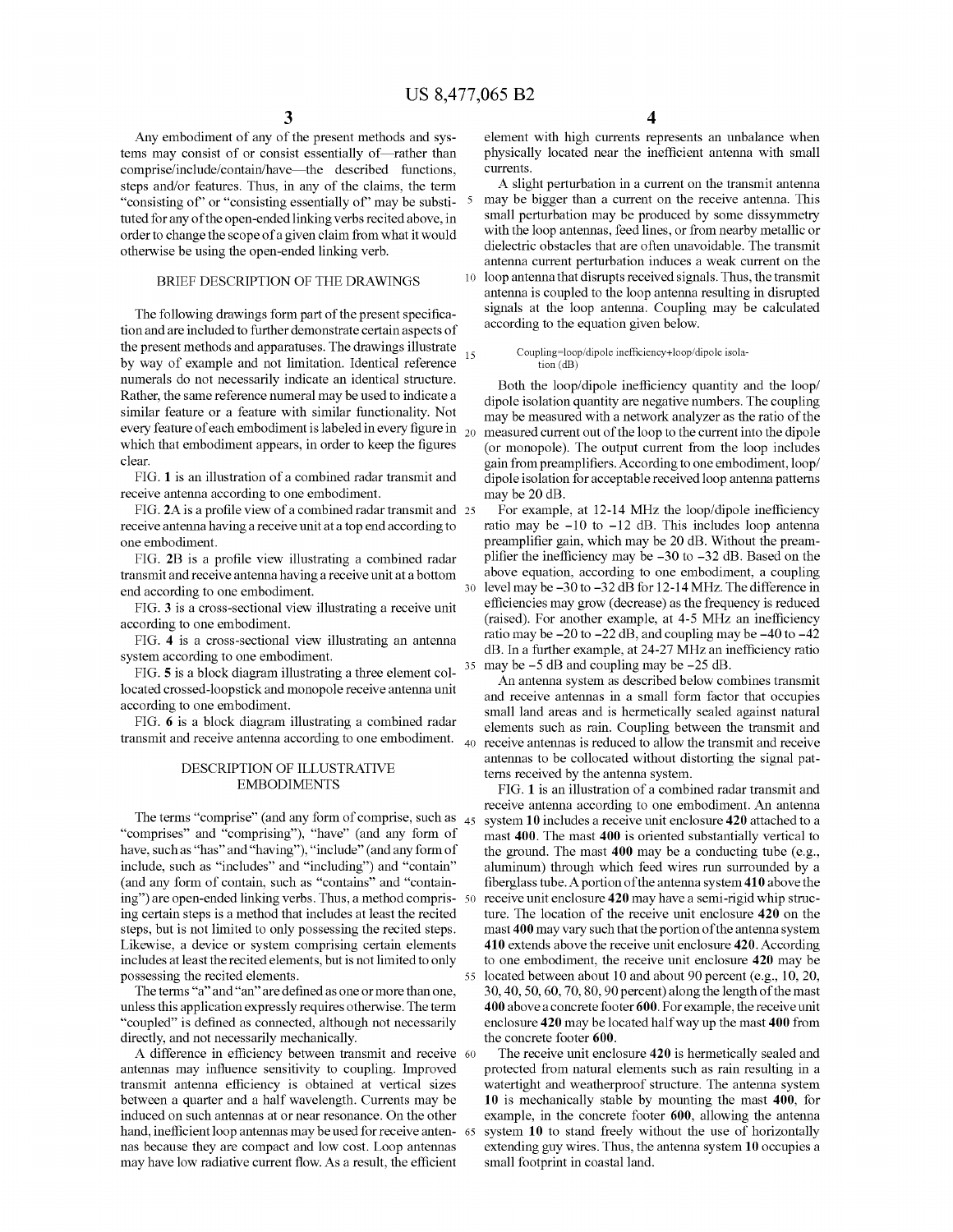Any embodiment of any of the present methods and systems may consist of or consist essentially of—rather than comprise/include/contain/have—the described functions, steps and/or features. Thus, in any of the claims, the term "consisting of" or "consisting essentially of" may be substituted for any of the open-ended linking verbs recited above, in order to change the scope of a given claim from what it would otherwise be using the open-ended linking verb.

## BRIEF DESCRIPTION OF THE DRAWINGS

The following drawings form part of the present specification and are included to further demonstrate certain aspects of the present methods and apparatuses. The drawings illustrate by way of example and not limitation. Identical reference numerals do not necessarily indicate an identical structure. Rather, the same reference numeral may be used to indicate a similar feature or a feature with similar functionality. Not every feature of each embodiment is labeled in every figure in which that embodiment appears, in order to keep the figures clear.

FIG. 1 is an illustration of a combined radar transmit and receive antenna according to one embodiment.

FIG. 2A is a profile view of a combined radar transmit and receive antenna having a receive unit at a top end according to one embodiment.

FIG. 2B is a profile view illustrating a combined radar transmit and receive antenna having a receive unit at a bottom end according to one embodiment.

FIG. 3 is a cross-sectional view illustrating a receive unit according to one embodiment.

FIG. 4 is a cross-sectional view illustrating an antenna system according to one embodiment.

FIG. 5 is a block diagram illustrating a three element collocated crossed-loopstick and monopole receive antenna unit according to one embodiment.

FIG. 6 is a block diagram illustrating a combined radar transmit and receive antenna according to one embodiment.

## DESCRIPTION OF ILLUSTRATIVE EMBODIMENTS

The terms "comprise" (and any form of comprise, such as "comprises" and "comprising"), "have" (and any form of have, such as "has" and "having"), "include" (and any form of include, such as "includes" and "including") and "contain" (and any form of contain, such as "contains" and "containing") are open-ended linking verbs. Thus, a method comprising certain steps is a method that includes at least the recited steps, but is not limited to only possessing the recited steps. Likewise, a device or system comprising certain elements includes at least the recited elements, but is not limited to only possessing the recited elements.

The terms "a" and "an" are defined as one or more than one, unless this application expressly requires otherwise. The term "coupled" is defined as connected, although not necessarily directly, and not necessarily mechanically.

A difference in efficiency between transmit and receive antennas may influence sensitivity to coupling. Improved transmit antenna efficiency is obtained at vertical sizes between a quarter and a half wavelength. Currents may be induced on such antennas at or near resonance. On the other hand, inefficient loop antennas may be used for receive antennas because they are compact and low cost. Loop antennas may have low radiative current flow. As a result, the efficient element with high currents represents an unbalance when physically located near the inefficient antenna with small currents.

A slight perturbation in a current on the transmit antenna may be bigger than a current on the receive antenna. This small perturbation may be produced by some dissymmetry with the loop antennas, feed lines, or from nearby metallic or dielectric obstacles that are often unavoidable. The transmit antenna current perturbation induces a weak current on the loop antenna that disrupts received signals. Thus, the transmit antenna is coupled to the loop antenna resulting in disrupted signals at the loop antenna. Coupling may be calculated according to the equation given below.

Coupling=loop/dipole inefficiency+loop/dipole isolation (dB)

Both the loop/dipole inefficiency quantity and the loop/dipole isolation quantity are negative numbers. The coupling may be measured with a network analyzer as the ratio of the measured current out of the loop to the current into the dipole (or monopole). The output current from the loop includes gain from preamplifiers. According to one embodiment, loop/dipole isolation for acceptable received loop antenna patterns may be 20 dB.

For example, at 12-14 MHz the loop/dipole inefficiency ratio may be −10 to −12 dB. This includes loop antenna preamplifier gain, which may be 20 dB. Without the preamplifier the inefficiency may be −30 to −32 dB. Based on the above equation, according to one embodiment, a coupling level may be −30 to −32 dB for 12-14 MHz. The difference in efficiencies may grow (decrease) as the frequency is reduced (raised). For another example, at 4-5 MHz an inefficiency ratio may be −20 to −22 dB, and coupling may be −40 to −42 dB. In a further example, at 24-27 MHz an inefficiency ratio may be −5 dB and coupling may be −25 dB.

An antenna system as described below combines transmit and receive antennas in a small form factor that occupies small land areas and is hermetically sealed against natural elements such as rain. Coupling between the transmit and receive antennas is reduced to allow the transmit and receive antennas to be collocated without distorting the signal patterns received by the antenna system.

FIG. 1 is an illustration of a combined radar transmit and receive antenna according to one embodiment. An antenna system **10** includes a receive unit enclosure **420** attached to a mast **400**. The mast **400** is oriented substantially vertical to the ground. The mast **400** may be a conducting tube (e.g., aluminum) through which feed wires run surrounded by a fiberglass tube. A portion of the antenna system **410** above the receive unit enclosure **420** may have a semi-rigid whip structure. The location of the receive unit enclosure **420** on the mast **400** may vary such that the portion of the antenna system **410** extends above the receive unit enclosure **420**. According to one embodiment, the receive unit enclosure **420** may be located between about 10 and about 90 percent (e.g., 10, 20, 30, 40, 50, 60, 70, 80, 90 percent) along the length of the mast **400** above a concrete footer **600**. For example, the receive unit enclosure **420** may be located half way up the mast **400** from the concrete footer **600**.

The receive unit enclosure **420** is hermetically sealed and protected from natural elements such as rain resulting in a watertight and weatherproof structure. The antenna system **10** is mechanically stable by mounting the mast **400**, for example, in the concrete footer **600**, allowing the antenna system **10** to stand freely without the use of horizontally extending guy wires. Thus, the antenna system **10** occupies a small footprint in coastal land.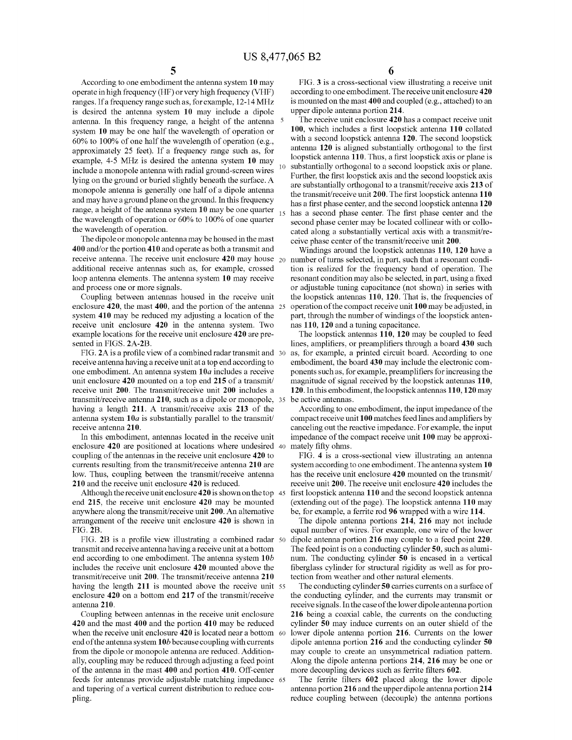According to one embodiment the antenna system **10** may operate in high frequency (HF) or very high frequency (VHF) ranges. If a frequency range such as, for example, 12-14 MHz is desired the antenna system **10** may include a dipole antenna. In this frequency range, a height of the antenna system **10** may be one half the wavelength of operation or 60% to 100% of one half the wavelength of operation (e.g., approximately 25 feet). If a frequency range such as, for example, 4-5 MHz is desired the antenna system **10** may include a monopole antenna with radial ground-screen wires lying on the ground or buried slightly beneath the surface. A monopole antenna is generally one half of a dipole antenna and may have a ground plane on the ground. In this frequency range, a height of the antenna system **10** may be one quarter the wavelength of operation or 60% to 100% of one quarter the wavelength of operation.

The dipole or monopole antenna may be housed in the mast **400** and/or the portion **410** and operate as both a transmit and receive antenna. The receive unit enclosure **420** may house additional receive antennas such as, for example, crossed loop antenna elements. The antenna system **10** may receive and process one or more signals.

Coupling between antennas housed in the receive unit enclosure **420**, the mast **400**, and the portion of the antenna system **410** may be reduced my adjusting a location of the receive unit enclosure **420** in the antenna system. Two example locations for the receive unit enclosure **420** are presented in FIGS. **2A-2B**.

FIG. **2A** is a profile view of a combined radar transmit and receive antenna having a receive unit at a top end according to one embodiment. An antenna system **10a** includes a receive unit enclosure **420** mounted on a top end **215** of a transmit/receive unit **200**. The transmit/receive unit **200** includes a transmit/receive antenna **210**, such as a dipole or monopole, having a length **211**. A transmit/receive axis **213** of the antenna system **10a** is substantially parallel to the transmit/receive antenna **210**.

In this embodiment, antennas located in the receive unit enclosure **420** are positioned at locations where undesired coupling of the antennas in the receive unit enclosure **420** to currents resulting from the transmit/receive antenna **210** are low. Thus, coupling between the transmit/receive antenna **210** and the receive unit enclosure **420** is reduced.

Although the receive unit enclosure **420** is shown on the top end **215**, the receive unit enclosure **420** may be mounted anywhere along the transmit/receive unit **200**. An alternative arrangement of the receive unit enclosure **420** is shown in FIG. **2B**.

FIG. **2B** is a profile view illustrating a combined radar transmit and receive antenna having a receive unit at a bottom end according to one embodiment. The antenna system **10b** includes the receive unit enclosure **420** mounted above the transmit/receive unit **200**. The transmit/receive antenna **210** having the length **211** is mounted above the receive unit enclosure **420** on a bottom end **217** of the transmit/receive antenna **210**.

Coupling between antennas in the receive unit enclosure **420** and the mast **400** and the portion **410** may be reduced when the receive unit enclosure **420** is located near a bottom end of the antenna system **10b** because coupling with currents from the dipole or monopole antenna are reduced. Additionally, coupling may be reduced through adjusting a feed point of the antenna in the mast **400** and portion **410**. Off-center feeds for antennas provide adjustable matching impedance and tapering of a vertical current distribution to reduce coupling.

FIG. **3** is a cross-sectional view illustrating a receive unit according to one embodiment. The receive unit enclosure **420** is mounted on the mast **400** and coupled (e.g., attached) to an upper dipole antenna portion **214**.

The receive unit enclosure **420** has a compact receive unit **100**, which includes a first loopstick antenna **110** collated with a second loopstick antenna **120**. The second loopstick antenna **120** is aligned substantially orthogonal to the first loopstick antenna **110**. Thus, a first loopstick axis or plane is substantially orthogonal to a second loopstick axis or plane. Further, the first loopstick axis and the second loopstick axis are substantially orthogonal to a transmit/receive axis **213** of the transmit/receive unit **200**. The first loopstick antenna **110** has a first phase center, and the second loopstick antenna **120** has a second phase center. The first phase center and the second phase center may be located collinear with or collocated along a substantially vertical axis with a transmit/receive phase center of the transmit/receive unit **200**.

Windings around the loopstick antennas **110**, **120** have a number of turns selected, in part, such that a resonant condition is realized for the frequency band of operation. The resonant condition may also be selected, in part, using a fixed or adjustable tuning capacitance (not shown) in series with the loopstick antennas **110**, **120**. That is, the frequencies of operation of the compact receive unit **100** may be adjusted, in part, through the number of windings of the loopstick antennas **110**, **120** and a tuning capacitance.

The loopstick antennas **110**, **120** may be coupled to feed lines, amplifiers, or preamplifiers through a board **430** such as, for example, a printed circuit board. According to one embodiment, the board **430** may include the electronic components such as, for example, preamplifiers for increasing the magnitude of signal received by the loopstick antennas **110**, **120**. In this embodiment, the loopstick antennas **110**, **120** may be active antennas.

According to one embodiment, the input impedance of the compact receive unit **100** matches feed lines and amplifiers by canceling out the reactive impedance. For example, the input impedance of the compact receive unit **100** may be approximately fifty ohms.

FIG. **4** is a cross-sectional view illustrating an antenna system according to one embodiment. The antenna system **10** has the receive unit enclosure **420** mounted on the transmit/receive unit **200**. The receive unit enclosure **420** includes the first loopstick antenna **110** and the second loopstick antenna (extending out of the page). The loopstick antenna **110** may be, for example, a ferrite rod **96** wrapped with a wire **114**.

The dipole antenna portions **214**, **216** may not include equal number of wires. For example, one wire of the lower dipole antenna portion **216** may couple to a feed point **220**. The feed point is on a conducting cylinder **50**, such as aluminum. The conducting cylinder **50** is encased in a vertical fiberglass cylinder for structural rigidity as well as for protection from weather and other natural elements.

The conducting cylinder **50** carries currents on a surface of the conducting cylinder, and the currents may transmit or receive signals. In the case of the lower dipole antenna portion **216** being a coaxial cable, the currents on the conducting cylinder **50** may induce currents on an outer shield of the lower dipole antenna portion **216**. Currents on the lower dipole antenna portion **216** and the conducting cylinder **50** may couple to create an unsymmetrical radiation pattern. Along the dipole antenna portions **214**, **216** may be one or more decoupling devices such as ferrite filters **602**.

The ferrite filters **602** placed along the lower dipole antenna portion **216** and the upper dipole antenna portion **214** reduce coupling between (decouple) the antenna portions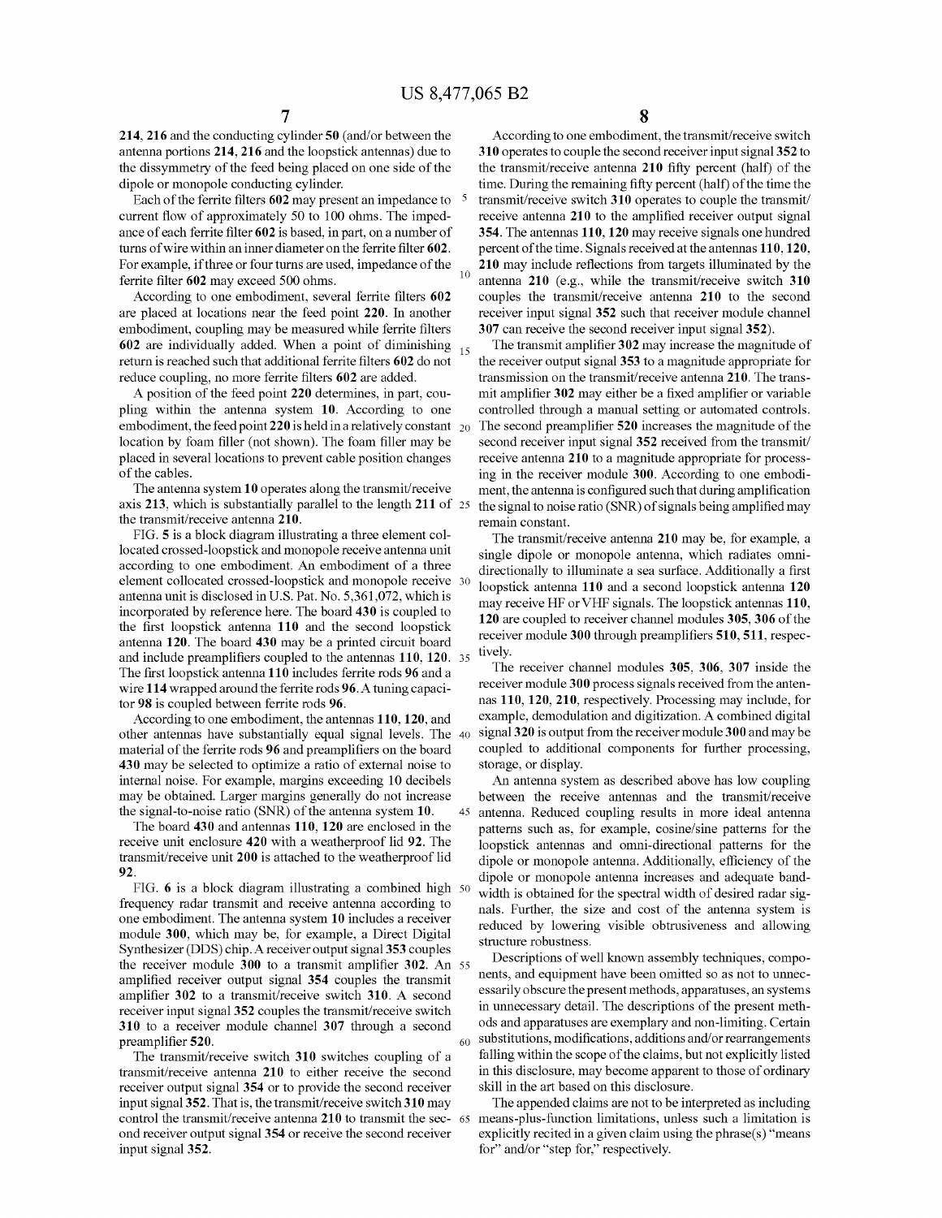214, 216 and the conducting cylinder 50 (and/or between the antenna portions 214, 216 and the loopstick antennas) due to the dissymmetry of the feed being placed on one side of the dipole or monopole conducting cylinder.

Each of the ferrite filters 602 may present an impedance to current flow of approximately 50 to 100 ohms. The impedance of each ferrite filter 602 is based, in part, on a number of turns of wire within an inner diameter on the ferrite filter 602. For example, if three or four turns are used, impedance of the ferrite filter 602 may exceed 500 ohms.

According to one embodiment, several ferrite filters 602 are placed at locations near the feed point 220. In another embodiment, coupling may be measured while ferrite filters 602 are individually added. When a point of diminishing return is reached such that additional ferrite filters 602 do not reduce coupling, no more ferrite filters 602 are added.

A position of the feed point 220 determines, in part, coupling within the antenna system 10. According to one embodiment, the feed point 220 is held in a relatively constant location by foam filler (not shown). The foam filler may be placed in several locations to prevent cable position changes of the cables.

The antenna system 10 operates along the transmit/receive axis 213, which is substantially parallel to the length 211 of the transmit/receive antenna 210.

FIG. 5 is a block diagram illustrating a three element collocated crossed-loopstick and monopole receive antenna unit according to one embodiment. An embodiment of a three element collocated crossed-loopstick and monopole receive antenna unit is disclosed in U.S. Pat. No. 5,361,072, which is incorporated by reference here. The board 430 is coupled to the first loopstick antenna 110 and the second loopstick antenna 120. The board 430 may be a printed circuit board and include preamplifiers coupled to the antennas 110, 120. The first loopstick antenna 110 includes ferrite rods 96 and a wire 114 wrapped around the ferrite rods 96. A tuning capacitor 98 is coupled between ferrite rods 96.

According to one embodiment, the antennas 110, 120, and other antennas have substantially equal signal levels. The material of the ferrite rods 96 and preamplifiers on the board 430 may be selected to optimize a ratio of external noise to internal noise. For example, margins exceeding 10 decibels may be obtained. Larger margins generally do not increase the signal-to-noise ratio (SNR) of the antenna system 10.

The board 430 and antennas 110, 120 are enclosed in the receive unit enclosure 420 with a weatherproof lid 92. The transmit/receive unit 200 is attached to the weatherproof lid 92.

FIG. 6 is a block diagram illustrating a combined high frequency radar transmit and receive antenna according to one embodiment. The antenna system 10 includes a receiver module 300, which may be, for example, a Direct Digital Synthesizer (DDS) chip. A receiver output signal 353 couples the receiver module 300 to a transmit amplifier 302. An amplified receiver output signal 354 couples the transmit amplifier 302 to a transmit/receive switch 310. A second receiver input signal 352 couples the transmit/receive switch 310 to a receiver module channel 307 through a second preamplifier 520.

The transmit/receive switch 310 switches coupling of a transmit/receive antenna 210 to either receive the second receiver output signal 354 or to provide the second receiver input signal 352. That is, the transmit/receive switch 310 may control the transmit/receive antenna 210 to transmit the second receiver output signal 354 or receive the second receiver input signal 352.

According to one embodiment, the transmit/receive switch 310 operates to couple the second receiver input signal 352 to the transmit/receive antenna 210 fifty percent (half) of the time. During the remaining fifty percent (half) of the time the transmit/receive switch 310 operates to couple the transmit/receive antenna 210 to the amplified receiver output signal 354. The antennas 110, 120 may receive signals one hundred percent of the time. Signals received at the antennas 110, 120, 210 may include reflections from targets illuminated by the antenna 210 (e.g., while the transmit/receive switch 310 couples the transmit/receive antenna 210 to the second receiver input signal 352 such that receiver module channel 307 can receive the second receiver input signal 352).

The transmit amplifier 302 may increase the magnitude of the receiver output signal 353 to a magnitude appropriate for transmission on the transmit/receive antenna 210. The transmit amplifier 302 may either be a fixed amplifier or variable controlled through a manual setting or automated controls. The second preamplifier 520 increases the magnitude of the second receiver input signal 352 received from the transmit/receive antenna 210 to a magnitude appropriate for processing in the receiver module 300. According to one embodiment, the antenna is configured such that during amplification the signal to noise ratio (SNR) of signals being amplified may remain constant.

The transmit/receive antenna 210 may be, for example, a single dipole or monopole antenna, which radiates omnidirectionally to illuminate a sea surface. Additionally a first loopstick antenna 110 and a second loopstick antenna 120 may receive HF or VHF signals. The loopstick antennas 110, 120 are coupled to receiver channel modules 305, 306 of the receiver module 300 through preamplifiers 510, 511, respectively.

The receiver channel modules 305, 306, 307 inside the receiver module 300 process signals received from the antennas 110, 120, 210, respectively. Processing may include, for example, demodulation and digitization. A combined digital signal 320 is output from the receiver module 300 and may be coupled to additional components for further processing, storage, or display.

An antenna system as described above has low coupling between the receive antennas and the transmit/receive antenna. Reduced coupling results in more ideal antenna patterns such as, for example, cosine/sine patterns for the loopstick antennas and omni-directional patterns for the dipole or monopole antenna. Additionally, efficiency of the dipole or monopole antenna increases and adequate bandwidth is obtained for the spectral width of desired radar signals. Further, the size and cost of the antenna system is reduced by lowering visible obtrusiveness and allowing structure robustness.

Descriptions of well known assembly techniques, components, and equipment have been omitted so as not to unnecessarily obscure the present methods, apparatuses, an systems in unnecessary detail. The descriptions of the present methods and apparatuses are exemplary and non-limiting. Certain substitutions, modifications, additions and/or rearrangements falling within the scope of the claims, but not explicitly listed in this disclosure, may become apparent to those of ordinary skill in the art based on this disclosure.

The appended claims are not to be interpreted as including means-plus-function limitations, unless such a limitation is explicitly recited in a given claim using the phrase(s) "means for" and/or "step for," respectively.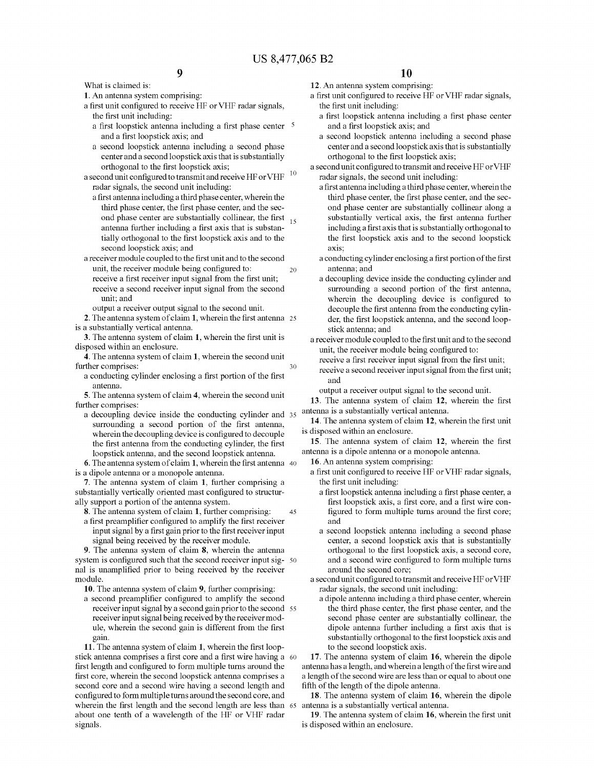What is claimed is:

1. An antenna system comprising:

a first unit configured to receive HF or VHF radar signals, the first unit including:

a first loopstick antenna including a first phase center and a first loopstick axis; and

a second loopstick antenna including a second phase center and a second loopstick axis that is substantially orthogonal to the first loopstick axis;

a second unit configured to transmit and receive HF or VHF radar signals, the second unit including:

a first antenna including a third phase center, wherein the third phase center, the first phase center, and the second phase center are substantially collinear, the first antenna further including a first axis that is substantially orthogonal to the first loopstick axis and to the second loopstick axis; and

a receiver module coupled to the first unit and to the second unit, the receiver module being configured to:

receive a first receiver input signal from the first unit;

receive a second receiver input signal from the second unit; and

output a receiver output signal to the second unit.

2. The antenna system of claim 1, wherein the first antenna is a substantially vertical antenna.

3. The antenna system of claim 1, wherein the first unit is disposed within an enclosure.

4. The antenna system of claim 1, wherein the second unit further comprises:

a conducting cylinder enclosing a first portion of the first antenna.

5. The antenna system of claim 4, wherein the second unit further comprises:

a decoupling device inside the conducting cylinder and surrounding a second portion of the first antenna, wherein the decoupling device is configured to decouple the first antenna from the conducting cylinder, the first loopstick antenna, and the second loopstick antenna.

6. The antenna system of claim 1, wherein the first antenna is a dipole antenna or a monopole antenna.

7. The antenna system of claim 1, further comprising a substantially vertically oriented mast configured to structurally support a portion of the antenna system.

8. The antenna system of claim 1, further comprising:

a first preamplifier configured to amplify the first receiver input signal by a first gain prior to the first receiver input signal being received by the receiver module.

9. The antenna system of claim 8, wherein the antenna system is configured such that the second receiver input signal is unamplified prior to being received by the receiver module.

10. The antenna system of claim 9, further comprising:

a second preamplifier configured to amplify the second receiver input signal by a second gain prior to the second receiver input signal being received by the receiver module, wherein the second gain is different from the first gain.

11. The antenna system of claim 1, wherein the first loopstick antenna comprises a first core and a first wire having a first length and configured to form multiple turns around the first core, wherein the second loopstick antenna comprises a second core and a second wire having a second length and configured to form multiple turns around the second core, and wherein the first length and the second length are less than about one tenth of a wavelength of the HF or VHF radar signals.

12. An antenna system comprising:

a first unit configured to receive HF or VHF radar signals, the first unit including:

a first loopstick antenna including a first phase center and a first loopstick axis; and

a second loopstick antenna including a second phase center and a second loopstick axis that is substantially orthogonal to the first loopstick axis;

a second unit configured to transmit and receive HF or VHF radar signals, the second unit including:

a first antenna including a third phase center, wherein the third phase center, the first phase center, and the second phase center are substantially collinear along a substantially vertical axis, the first antenna further including a first axis that is substantially orthogonal to the first loopstick axis and to the second loopstick axis;

a conducting cylinder enclosing a first portion of the first antenna; and

a decoupling device inside the conducting cylinder and surrounding a second portion of the first antenna, wherein the decoupling device is configured to decouple the first antenna from the conducting cylinder, the first loopstick antenna, and the second loopstick antenna; and

a receiver module coupled to the first unit and to the second unit, the receiver module being configured to:

receive a first receiver input signal from the first unit;

receive a second receiver input signal from the first unit; and

output a receiver output signal to the second unit.

13. The antenna system of claim 12, wherein the first antenna is a substantially vertical antenna.

14. The antenna system of claim 12, wherein the first unit is disposed within an enclosure.

15. The antenna system of claim 12, wherein the first antenna is a dipole antenna or a monopole antenna.

16. An antenna system comprising:

a first unit configured to receive HF or VHF radar signals, the first unit including:

a first loopstick antenna including a first phase center, a first loopstick axis, a first core, and a first wire configured to form multiple turns around the first core; and

a second loopstick antenna including a second phase center, a second loopstick axis that is substantially orthogonal to the first loopstick axis, a second core, and a second wire configured to form multiple turns around the second core;

a second unit configured to transmit and receive HF or VHF radar signals, the second unit including:

a dipole antenna including a third phase center, wherein the third phase center, the first phase center, and the second phase center are substantially collinear, the dipole antenna further including a first axis that is substantially orthogonal to the first loopstick axis and to the second loopstick axis.

17. The antenna system of claim 16, wherein the dipole antenna has a length, and wherein a length of the first wire and a length of the second wire are less than or equal to about one fifth of the length of the dipole antenna.

18. The antenna system of claim 16, wherein the dipole antenna is a substantially vertical antenna.

19. The antenna system of claim 16, wherein the first unit is disposed within an enclosure.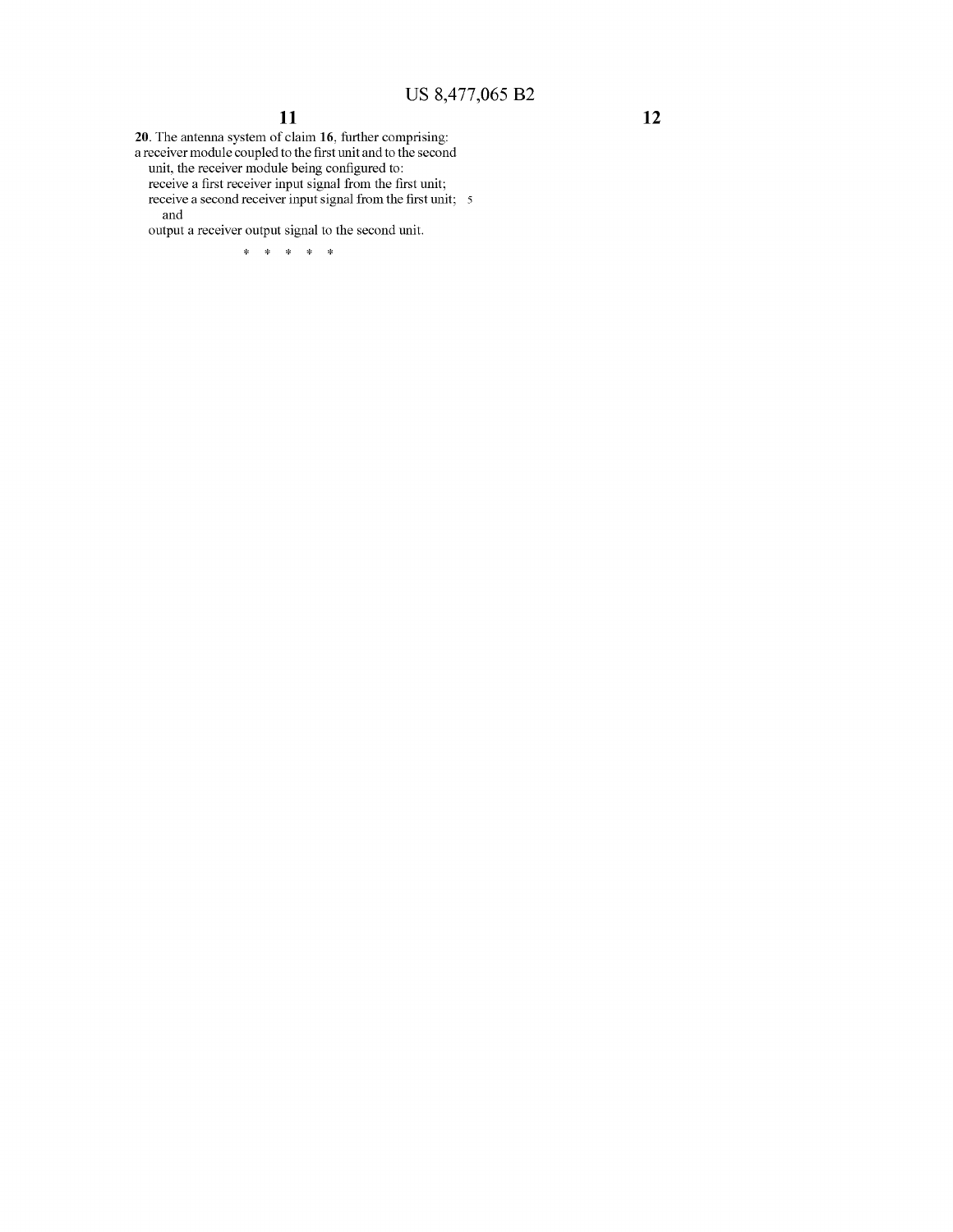**20**. The antenna system of claim **16**, further comprising:

a receiver module coupled to the first unit and to the second unit, the receiver module being configured to:

receive a first receiver input signal from the first unit;

receive a second receiver input signal from the first unit; and

output a receiver output signal to the second unit.

* * * * *